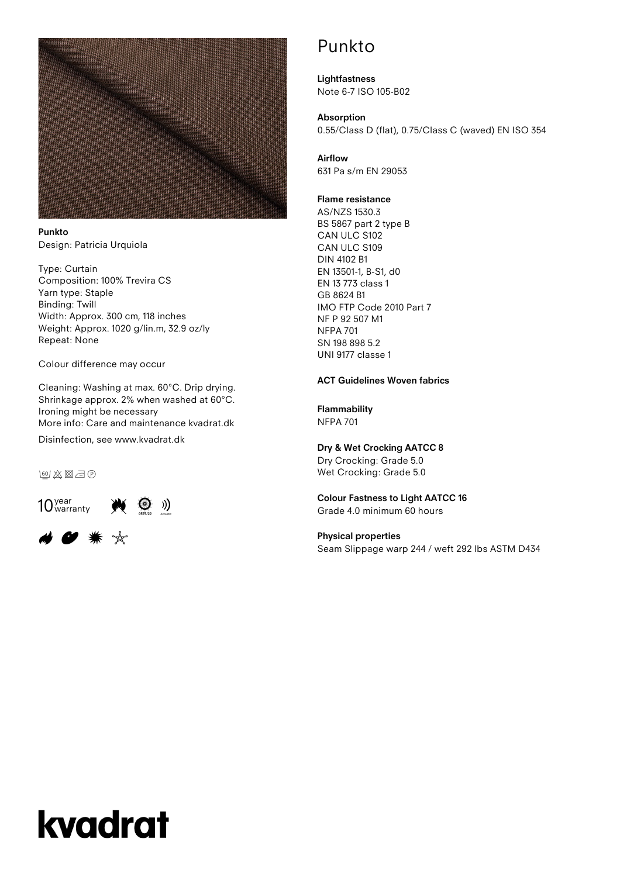**Punkto**
Design: Patricia Urquiola

Type: Curtain
Composition: 100% Trevira CS
Yarn type: Staple
Binding: Twill
Width: Approx. 300 cm, 118 inches
Weight: Approx. 1020 g/lin.m, 32.9 oz/ly
Repeat: None

Colour difference may occur

Cleaning: Washing at max. 60°C. Drip drying.
Shrinkage approx. 2% when washed at 60°C.
Ironing might be necessary
More info: Care and maintenance kvadrat.dk

Disinfection, see www.kvadrat.dk

10 year warranty

# Punkto

**Lightfastness**
Note 6-7 ISO 105-B02

**Absorption**
0.55/Class D (flat), 0.75/Class C (waved) EN ISO 354

**Airflow**
631 Pa s/m EN 29053

**Flame resistance**
AS/NZS 1530.3
BS 5867 part 2 type B
CAN ULC S102
CAN ULC S109
DIN 4102 B1
EN 13501-1, B-S1, d0
EN 13 773 class 1
GB 8624 B1
IMO FTP Code 2010 Part 7
NF P 92 507 M1
NFPA 701
SN 198 898 5.2
UNI 9177 classe 1

**ACT Guidelines Woven fabrics**

**Flammability**
NFPA 701

**Dry & Wet Crocking AATCC 8**
Dry Crocking: Grade 5.0
Wet Crocking: Grade 5.0

**Colour Fastness to Light AATCC 16**
Grade 4.0 minimum 60 hours

**Physical properties**
Seam Slippage warp 244 / weft 292 lbs ASTM D434

kvadrat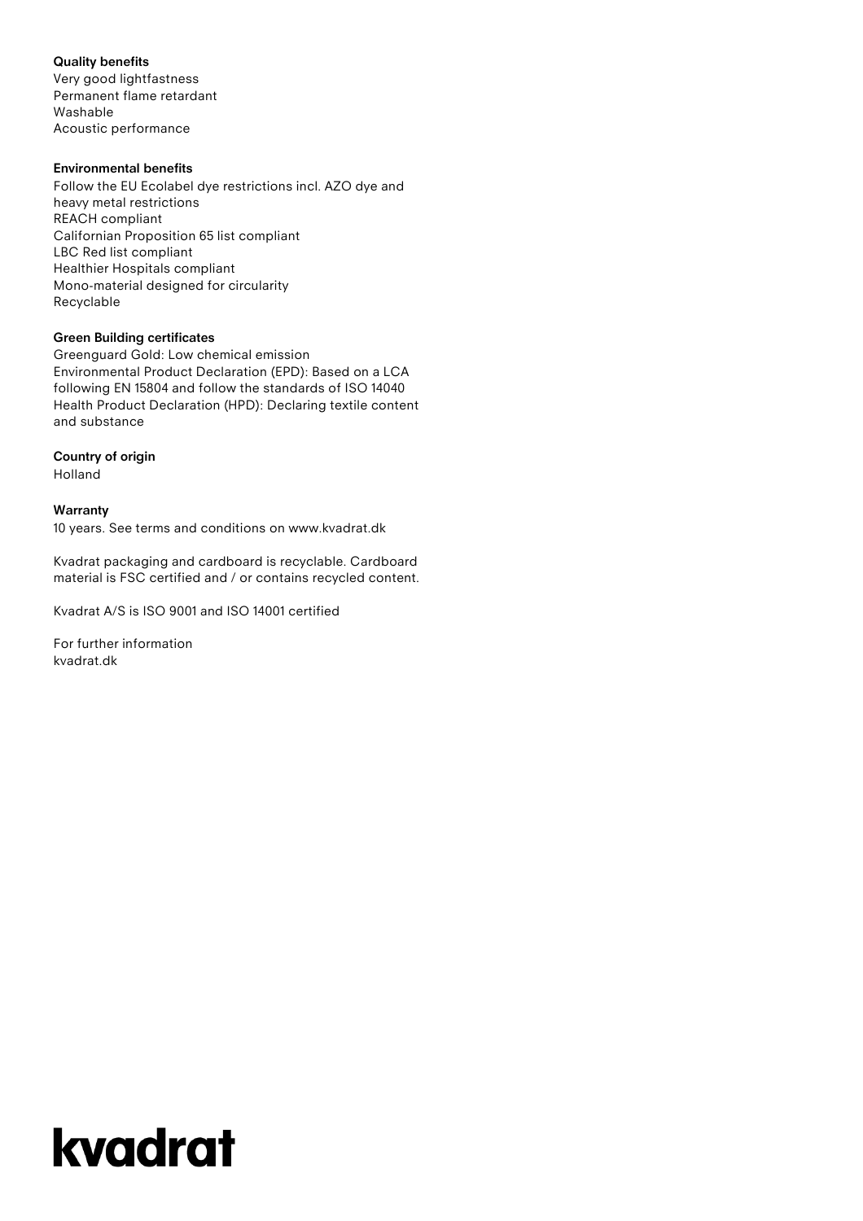**Quality benefits**
Very good lightfastness
Permanent flame retardant
Washable
Acoustic performance

**Environmental benefits**
Follow the EU Ecolabel dye restrictions incl. AZO dye and heavy metal restrictions
REACH compliant
Californian Proposition 65 list compliant
LBC Red list compliant
Healthier Hospitals compliant
Mono-material designed for circularity
Recyclable

**Green Building certificates**
Greenguard Gold: Low chemical emission
Environmental Product Declaration (EPD): Based on a LCA following EN 15804 and follow the standards of ISO 14040
Health Product Declaration (HPD): Declaring textile content and substance

**Country of origin**
Holland

**Warranty**
10 years. See terms and conditions on www.kvadrat.dk

Kvadrat packaging and cardboard is recyclable. Cardboard material is FSC certified and / or contains recycled content.

Kvadrat A/S is ISO 9001 and ISO 14001 certified

For further information
kvadrat.dk

kvadrat